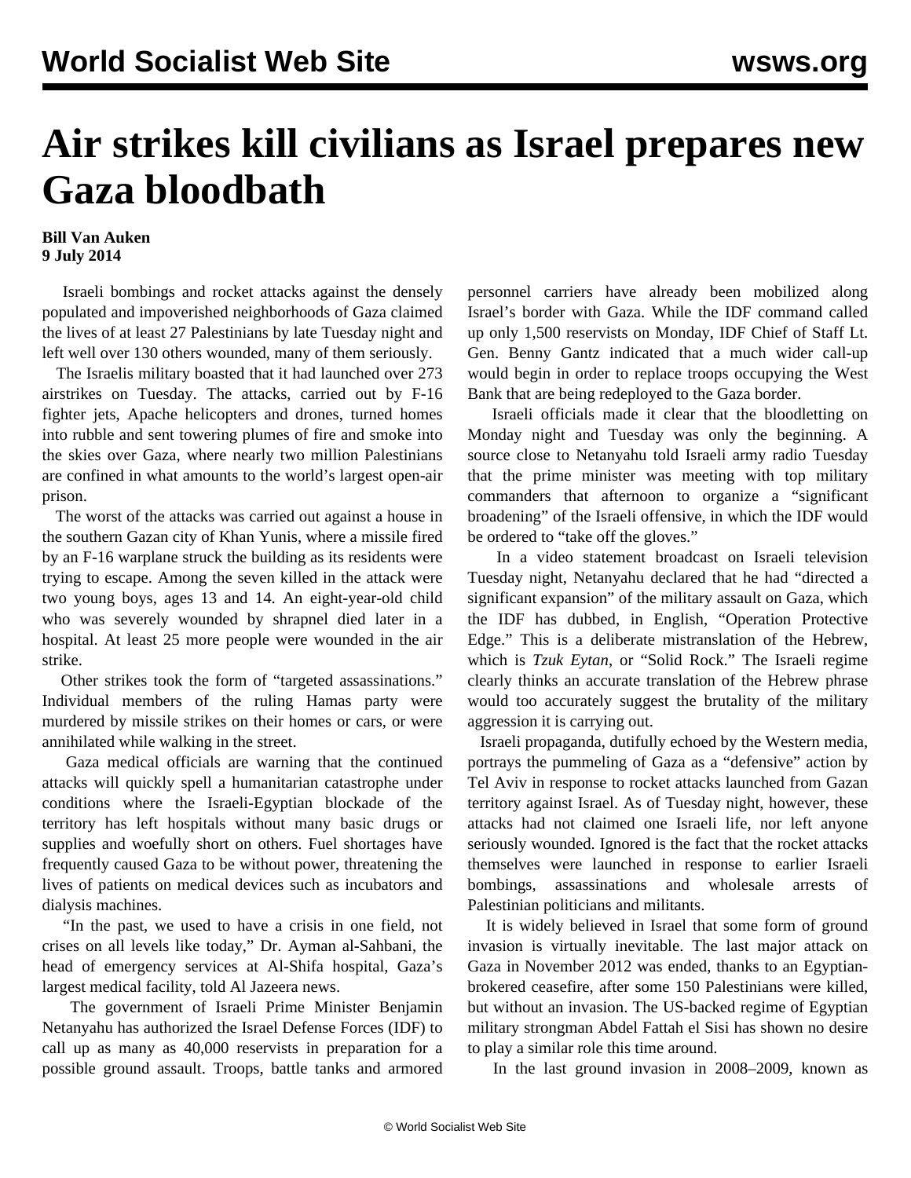# Air strikes kill civilians as Israel prepares new Gaza bloodbath

**Bill Van Auken**
**9 July 2014**

Israeli bombings and rocket attacks against the densely populated and impoverished neighborhoods of Gaza claimed the lives of at least 27 Palestinians by late Tuesday night and left well over 130 others wounded, many of them seriously.

The Israelis military boasted that it had launched over 273 airstrikes on Tuesday. The attacks, carried out by F-16 fighter jets, Apache helicopters and drones, turned homes into rubble and sent towering plumes of fire and smoke into the skies over Gaza, where nearly two million Palestinians are confined in what amounts to the world's largest open-air prison.

The worst of the attacks was carried out against a house in the southern Gazan city of Khan Yunis, where a missile fired by an F-16 warplane struck the building as its residents were trying to escape. Among the seven killed in the attack were two young boys, ages 13 and 14. An eight-year-old child who was severely wounded by shrapnel died later in a hospital. At least 25 more people were wounded in the air strike.

Other strikes took the form of "targeted assassinations." Individual members of the ruling Hamas party were murdered by missile strikes on their homes or cars, or were annihilated while walking in the street.

Gaza medical officials are warning that the continued attacks will quickly spell a humanitarian catastrophe under conditions where the Israeli-Egyptian blockade of the territory has left hospitals without many basic drugs or supplies and woefully short on others. Fuel shortages have frequently caused Gaza to be without power, threatening the lives of patients on medical devices such as incubators and dialysis machines.

"In the past, we used to have a crisis in one field, not crises on all levels like today," Dr. Ayman al-Sahbani, the head of emergency services at Al-Shifa hospital, Gaza's largest medical facility, told Al Jazeera news.

The government of Israeli Prime Minister Benjamin Netanyahu has authorized the Israel Defense Forces (IDF) to call up as many as 40,000 reservists in preparation for a possible ground assault. Troops, battle tanks and armored personnel carriers have already been mobilized along Israel's border with Gaza. While the IDF command called up only 1,500 reservists on Monday, IDF Chief of Staff Lt. Gen. Benny Gantz indicated that a much wider call-up would begin in order to replace troops occupying the West Bank that are being redeployed to the Gaza border.

Israeli officials made it clear that the bloodletting on Monday night and Tuesday was only the beginning. A source close to Netanyahu told Israeli army radio Tuesday that the prime minister was meeting with top military commanders that afternoon to organize a "significant broadening" of the Israeli offensive, in which the IDF would be ordered to "take off the gloves."

In a video statement broadcast on Israeli television Tuesday night, Netanyahu declared that he had "directed a significant expansion" of the military assault on Gaza, which the IDF has dubbed, in English, "Operation Protective Edge." This is a deliberate mistranslation of the Hebrew, which is *Tzuk Eytan*, or "Solid Rock." The Israeli regime clearly thinks an accurate translation of the Hebrew phrase would too accurately suggest the brutality of the military aggression it is carrying out.

Israeli propaganda, dutifully echoed by the Western media, portrays the pummeling of Gaza as a "defensive" action by Tel Aviv in response to rocket attacks launched from Gazan territory against Israel. As of Tuesday night, however, these attacks had not claimed one Israeli life, nor left anyone seriously wounded. Ignored is the fact that the rocket attacks themselves were launched in response to earlier Israeli bombings, assassinations and wholesale arrests of Palestinian politicians and militants.

It is widely believed in Israel that some form of ground invasion is virtually inevitable. The last major attack on Gaza in November 2012 was ended, thanks to an Egyptian-brokered ceasefire, after some 150 Palestinians were killed, but without an invasion. The US-backed regime of Egyptian military strongman Abdel Fattah el Sisi has shown no desire to play a similar role this time around.

In the last ground invasion in 2008–2009, known as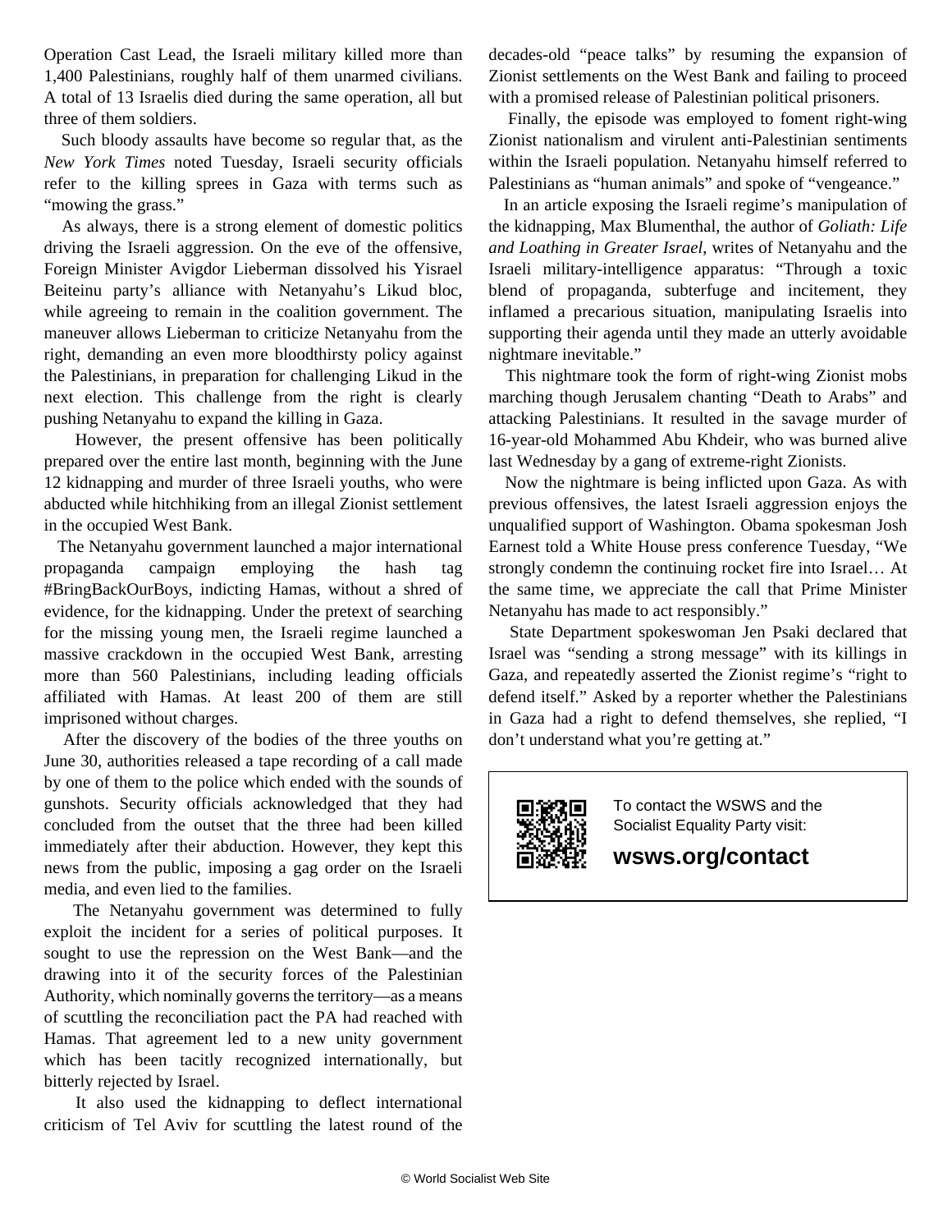Operation Cast Lead, the Israeli military killed more than 1,400 Palestinians, roughly half of them unarmed civilians. A total of 13 Israelis died during the same operation, all but three of them soldiers.

Such bloody assaults have become so regular that, as the *New York Times* noted Tuesday, Israeli security officials refer to the killing sprees in Gaza with terms such as "mowing the grass."

As always, there is a strong element of domestic politics driving the Israeli aggression. On the eve of the offensive, Foreign Minister Avigdor Lieberman dissolved his Yisrael Beiteinu party's alliance with Netanyahu's Likud bloc, while agreeing to remain in the coalition government. The maneuver allows Lieberman to criticize Netanyahu from the right, demanding an even more bloodthirsty policy against the Palestinians, in preparation for challenging Likud in the next election. This challenge from the right is clearly pushing Netanyahu to expand the killing in Gaza.

However, the present offensive has been politically prepared over the entire last month, beginning with the June 12 kidnapping and murder of three Israeli youths, who were abducted while hitchhiking from an illegal Zionist settlement in the occupied West Bank.

The Netanyahu government launched a major international propaganda campaign employing the hash tag #BringBackOurBoys, indicting Hamas, without a shred of evidence, for the kidnapping. Under the pretext of searching for the missing young men, the Israeli regime launched a massive crackdown in the occupied West Bank, arresting more than 560 Palestinians, including leading officials affiliated with Hamas. At least 200 of them are still imprisoned without charges.

After the discovery of the bodies of the three youths on June 30, authorities released a tape recording of a call made by one of them to the police which ended with the sounds of gunshots. Security officials acknowledged that they had concluded from the outset that the three had been killed immediately after their abduction. However, they kept this news from the public, imposing a gag order on the Israeli media, and even lied to the families.

The Netanyahu government was determined to fully exploit the incident for a series of political purposes. It sought to use the repression on the West Bank—and the drawing into it of the security forces of the Palestinian Authority, which nominally governs the territory—as a means of scuttling the reconciliation pact the PA had reached with Hamas. That agreement led to a new unity government which has been tacitly recognized internationally, but bitterly rejected by Israel.

It also used the kidnapping to deflect international criticism of Tel Aviv for scuttling the latest round of the decades-old "peace talks" by resuming the expansion of Zionist settlements on the West Bank and failing to proceed with a promised release of Palestinian political prisoners.

Finally, the episode was employed to foment right-wing Zionist nationalism and virulent anti-Palestinian sentiments within the Israeli population. Netanyahu himself referred to Palestinians as "human animals" and spoke of "vengeance."

In an article exposing the Israeli regime's manipulation of the kidnapping, Max Blumenthal, the author of *Goliath: Life and Loathing in Greater Israel*, writes of Netanyahu and the Israeli military-intelligence apparatus: "Through a toxic blend of propaganda, subterfuge and incitement, they inflamed a precarious situation, manipulating Israelis into supporting their agenda until they made an utterly avoidable nightmare inevitable."

This nightmare took the form of right-wing Zionist mobs marching though Jerusalem chanting "Death to Arabs" and attacking Palestinians. It resulted in the savage murder of 16-year-old Mohammed Abu Khdeir, who was burned alive last Wednesday by a gang of extreme-right Zionists.

Now the nightmare is being inflicted upon Gaza. As with previous offensives, the latest Israeli aggression enjoys the unqualified support of Washington. Obama spokesman Josh Earnest told a White House press conference Tuesday, "We strongly condemn the continuing rocket fire into Israel… At the same time, we appreciate the call that Prime Minister Netanyahu has made to act responsibly."

State Department spokeswoman Jen Psaki declared that Israel was "sending a strong message" with its killings in Gaza, and repeatedly asserted the Zionist regime's "right to defend itself." Asked by a reporter whether the Palestinians in Gaza had a right to defend themselves, she replied, "I don't understand what you're getting at."

To contact the WSWS and the Socialist Equality Party visit:

**wsws.org/contact**